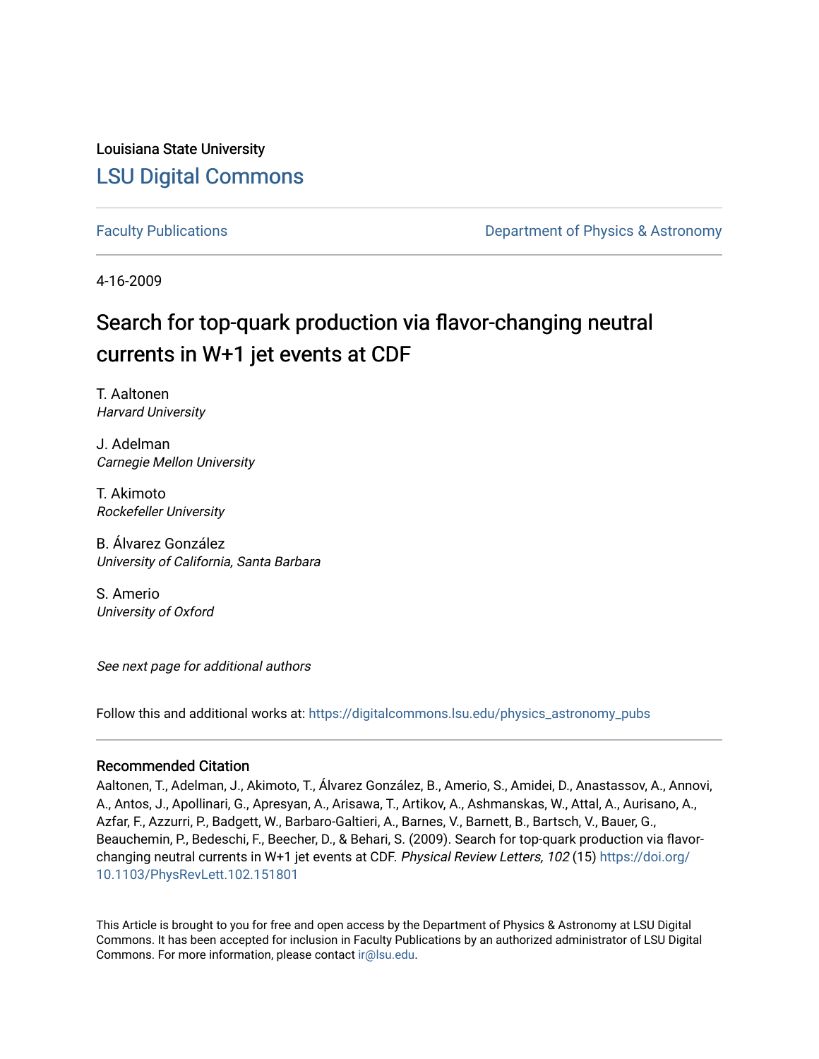Louisiana State University

# LSU Digital Commons

Faculty Publications

Department of Physics & Astronomy

4-16-2009

## Search for top-quark production via flavor-changing neutral currents in W+1 jet events at CDF

T. Aaltonen
*Harvard University*

J. Adelman
*Carnegie Mellon University*

T. Akimoto
*Rockefeller University*

B. Álvarez González
*University of California, Santa Barbara*

S. Amerio
*University of Oxford*

*See next page for additional authors*

Follow this and additional works at: https://digitalcommons.lsu.edu/physics_astronomy_pubs

### Recommended Citation

Aaltonen, T., Adelman, J., Akimoto, T., Álvarez González, B., Amerio, S., Amidei, D., Anastassov, A., Annovi, A., Antos, J., Apollinari, G., Apresyan, A., Arisawa, T., Artikov, A., Ashmanskas, W., Attal, A., Aurisano, A., Azfar, F., Azzurri, P., Badgett, W., Barbaro-Galtieri, A., Barnes, V., Barnett, B., Bartsch, V., Bauer, G., Beauchemin, P., Bedeschi, F., Beecher, D., & Behari, S. (2009). Search for top-quark production via flavor-changing neutral currents in W+1 jet events at CDF. *Physical Review Letters, 102* (15) https://doi.org/10.1103/PhysRevLett.102.151801

This Article is brought to you for free and open access by the Department of Physics & Astronomy at LSU Digital Commons. It has been accepted for inclusion in Faculty Publications by an authorized administrator of LSU Digital Commons. For more information, please contact ir@lsu.edu.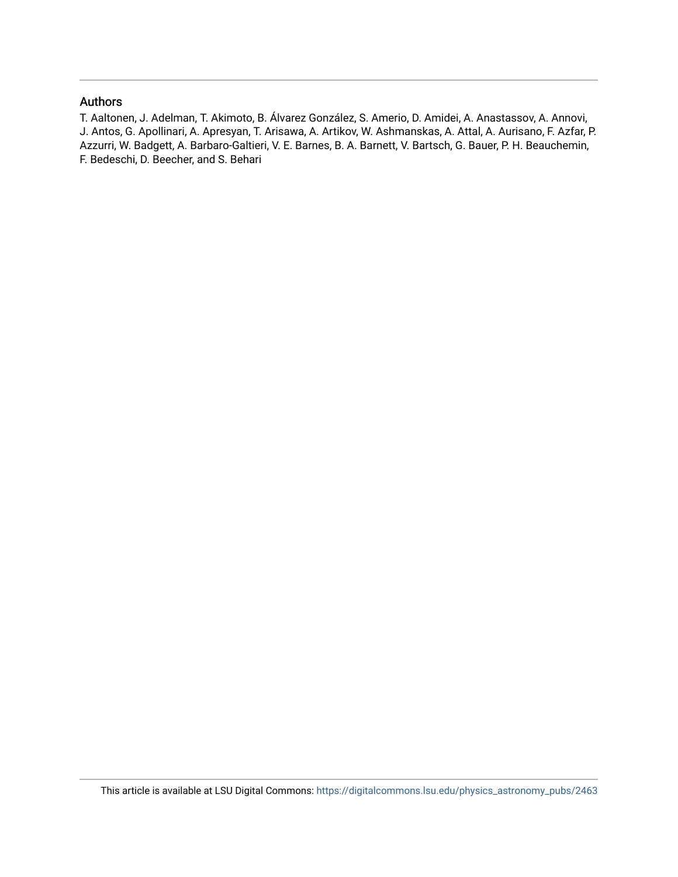## Authors

T. Aaltonen, J. Adelman, T. Akimoto, B. Álvarez González, S. Amerio, D. Amidei, A. Anastassov, A. Annovi, J. Antos, G. Apollinari, A. Apresyan, T. Arisawa, A. Artikov, W. Ashmanskas, A. Attal, A. Aurisano, F. Azfar, P. Azzurri, W. Badgett, A. Barbaro-Galtieri, V. E. Barnes, B. A. Barnett, V. Bartsch, G. Bauer, P. H. Beauchemin, F. Bedeschi, D. Beecher, and S. Behari

This article is available at LSU Digital Commons: https://digitalcommons.lsu.edu/physics_astronomy_pubs/2463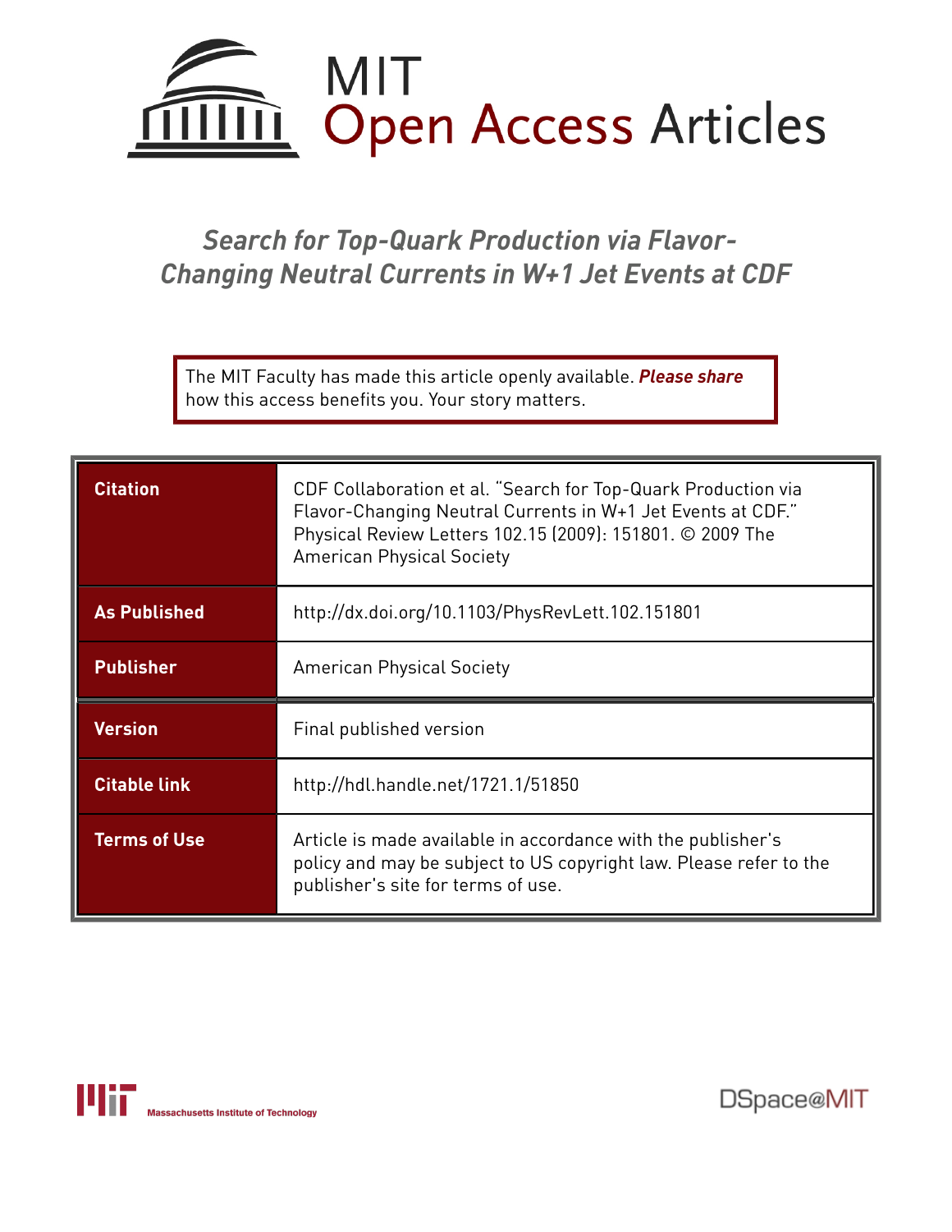# Search for Top-Quark Production via Flavor-Changing Neutral Currents in W+1 Jet Events at CDF

The MIT Faculty has made this article openly available. ***Please share*** how this access benefits you. Your story matters.

| | |
|---|---|
| **Citation** | CDF Collaboration et al. "Search for Top-Quark Production via Flavor-Changing Neutral Currents in W+1 Jet Events at CDF." Physical Review Letters 102.15 (2009): 151801. © 2009 The American Physical Society |
| **As Published** | http://dx.doi.org/10.1103/PhysRevLett.102.151801 |
| **Publisher** | American Physical Society |
| **Version** | Final published version |
| **Citable link** | http://hdl.handle.net/1721.1/51850 |
| **Terms of Use** | Article is made available in accordance with the publisher's policy and may be subject to US copyright law. Please refer to the publisher's site for terms of use. |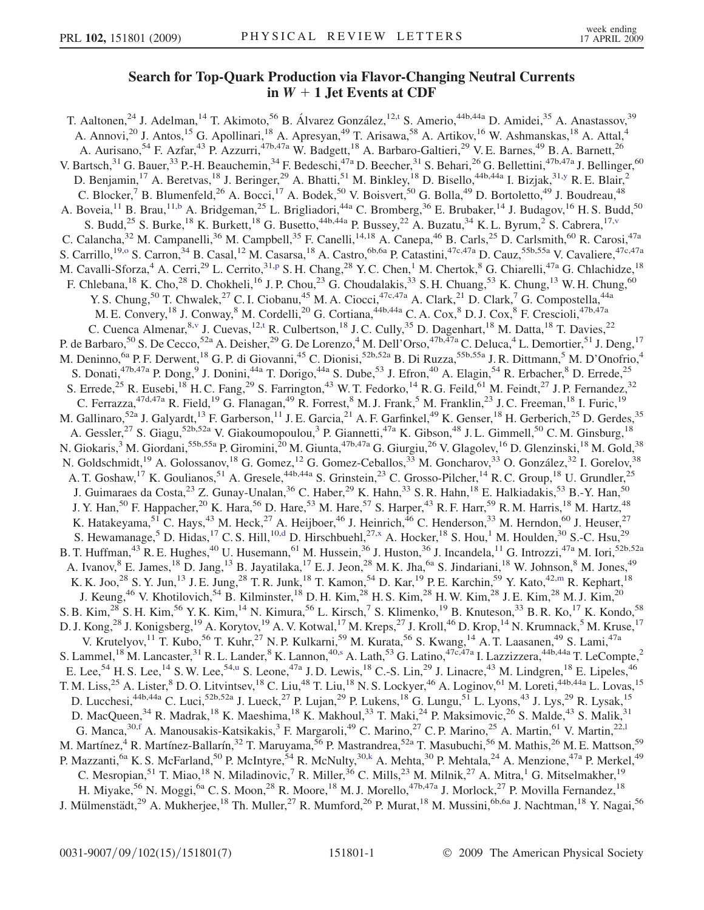# Search for Top-Quark Production via Flavor-Changing Neutral Currents in $W + 1$ Jet Events at CDF

T. Aaltonen,[24] J. Adelman,[14] T. Akimoto,[56] B. Álvarez González,[12,t] S. Amerio,[44b,44a] D. Amidei,[35] A. Anastassov,[39] A. Annovi,[20] J. Antos,[15] G. Apollinari,[18] A. Apresyan,[49] T. Arisawa,[58] A. Artikov,[16] W. Ashmanskas,[18] A. Attal,[4] A. Aurisano,[54] F. Azfar,[43] P. Azzurri,[47b,47a] W. Badgett,[18] A. Barbaro-Galtieri,[29] V. E. Barnes,[49] B. A. Barnett,[26] V. Bartsch,[31] G. Bauer,[33] P.-H. Beauchemin,[34] F. Bedeschi,[47a] D. Beecher,[31] S. Behari,[26] G. Bellettini,[47b,47a] J. Bellinger,[60] D. Benjamin,[17] A. Beretvas,[18] J. Beringer,[29] A. Bhatti,[51] M. Binkley,[18] D. Bisello,[44b,44a] I. Bizjak,[31,y] R. E. Blair,[2] C. Blocker,[7] B. Blumenfeld,[26] A. Bocci,[17] A. Bodek,[50] V. Boisvert,[50] G. Bolla,[49] D. Bortoletto,[49] J. Boudreau,[48] A. Boveia,[11] B. Brau,[11,b] A. Bridgeman,[25] L. Brigliadori,[44a] C. Bromberg,[36] E. Brubaker,[14] J. Budagov,[16] H. S. Budd,[50] S. Budd,[25] S. Burke,[18] K. Burkett,[18] G. Busetto,[44b,44a] P. Bussey,[22] A. Buzatu,[34] K. L. Byrum,[2] S. Cabrera,[17,v] C. Calancha,[32] M. Campanelli,[36] M. Campbell,[35] F. Canelli,[14,18] A. Canepa,[46] B. Carls,[25] D. Carlsmith,[60] R. Carosi,[47a] S. Carrillo,[19,o] S. Carron,[34] B. Casal,[12] M. Casarsa,[18] A. Castro,[6b,6a] P. Catastini,[47c,47a] D. Cauz,[55b,55a] V. Cavaliere,[47c,47a] M. Cavalli-Sforza,[4] A. Cerri,[29] L. Cerrito,[31,p] S. H. Chang,[28] Y. C. Chen,[1] M. Chertok,[8] G. Chiarelli,[47a] G. Chlachidze,[18] F. Chlebana,[18] K. Cho,[28] D. Chokheli,[16] J. P. Chou,[23] G. Choudalakis,[33] S. H. Chuang,[53] K. Chung,[13] W. H. Chung,[60] Y. S. Chung,[50] T. Chwalek,[27] C. I. Ciobanu,[45] M. A. Ciocci,[47c,47a] A. Clark,[21] D. Clark,[7] G. Compostella,[44a] M. E. Convery,[18] J. Conway,[8] M. Cordelli,[20] G. Cortiana,[44b,44a] C. A. Cox,[8] D. J. Cox,[8] F. Crescioli,[47b,47a] C. Cuenca Almenar,[8,v] J. Cuevas,[12,t] R. Culbertson,[18] J. C. Cully,[35] D. Dagenhart,[18] M. Datta,[18] T. Davies,[22] P. de Barbaro,[50] S. De Cecco,[52a] A. Deisher,[29] G. De Lorenzo,[4] M. Dell'Orso,[47b,47a] C. Deluca,[4] L. Demortier,[51] J. Deng,[17] M. Deninno,[6a] P. F. Derwent,[18] G. P. di Giovanni,[45] C. Dionisi,[52b,52a] B. Di Ruzza,[55b,55a] J. R. Dittmann,[5] M. D'Onofrio,[4] S. Donati,[47b,47a] P. Dong,[9] J. Donini,[44a] T. Dorigo,[44a] S. Dube,[53] J. Efron,[40] A. Elagin,[54] R. Erbacher,[8] D. Errede,[25] S. Errede,[25] R. Eusebi,[18] H. C. Fang,[29] S. Farrington,[43] W. T. Fedorko,[14] R. G. Feild,[61] M. Feindt,[27] J. P. Fernandez,[32] C. Ferrazza,[47d,47a] R. Field,[19] G. Flanagan,[49] R. Forrest,[8] M. J. Frank,[5] M. Franklin,[23] J. C. Freeman,[18] I. Furic,[19] M. Gallinaro,[52a] J. Galyardt,[13] F. Garberson,[11] J. E. Garcia,[21] A. F. Garfinkel,[49] K. Genser,[18] H. Gerberich,[25] D. Gerdes,[35] A. Gessler,[27] S. Giagu,[52b,52a] V. Giakoumopoulou,[3] P. Giannetti,[47a] K. Gibson,[48] J. L. Gimmell,[50] C. M. Ginsburg,[18] N. Giokaris,[3] M. Giordani,[55b,55a] P. Giromini,[20] M. Giunta,[47b,47a] G. Giurgiu,[26] V. Glagolev,[16] D. Glenzinski,[18] M. Gold,[38] N. Goldschmidt,[19] A. Golossanov,[18] G. Gomez,[12] G. Gomez-Ceballos,[33] M. Goncharov,[33] O. González,[32] I. Gorelov,[38] A. T. Goshaw,[17] K. Goulianos,[51] A. Gresele,[44b,44a] S. Grinstein,[23] C. Grosso-Pilcher,[14] R. C. Group,[18] U. Grundler,[25] J. Guimaraes da Costa,[23] Z. Gunay-Unalan,[36] C. Haber,[29] K. Hahn,[33] S. R. Hahn,[18] E. Halkiadakis,[53] B.-Y. Han,[50] J. Y. Han,[50] F. Happacher,[20] K. Hara,[56] D. Hare,[53] M. Hare,[57] S. Harper,[43] R. F. Harr,[59] R. M. Harris,[18] M. Hartz,[48] K. Hatakeyama,[51] C. Hays,[43] M. Heck,[27] A. Heijboer,[46] J. Heinrich,[46] C. Henderson,[33] M. Herndon,[60] J. Heuser,[27] S. Hewamanage,[5] D. Hidas,[17] C. S. Hill,[10,d] D. Hirschbuehl,[27,x] A. Hocker,[18] S. Hou,[1] M. Houlden,[30] S.-C. Hsu,[29] B. T. Huffman,[43] R. E. Hughes,[40] U. Husemann,[61] M. Hussein,[36] J. Huston,[36] J. Incandela,[11] G. Introzzi,[47a] M. Iori,[52b,52a] A. Ivanov,[8] E. James,[18] D. Jang,[13] B. Jayatilaka,[17] E. J. Jeon,[28] M. K. Jha,[6a] S. Jindariani,[18] W. Johnson,[8] M. Jones,[49] K. K. Joo,[28] S. Y. Jun,[13] J. E. Jung,[28] T. R. Junk,[18] T. Kamon,[54] D. Kar,[19] P. E. Karchin,[59] Y. Kato,[42,m] R. Kephart,[18] J. Keung,[46] V. Khotilovich,[54] B. Kilminster,[18] D. H. Kim,[28] H. S. Kim,[28] H. W. Kim,[28] J. E. Kim,[28] M. J. Kim,[20] S. B. Kim,[28] S. H. Kim,[56] Y. K. Kim,[14] N. Kimura,[56] L. Kirsch,[7] S. Klimenko,[19] B. Knuteson,[33] B. R. Ko,[17] K. Kondo,[58] D. J. Kong,[28] J. Konigsberg,[19] A. Korytov,[19] A. V. Kotwal,[17] M. Kreps,[27] J. Kroll,[46] D. Krop,[14] N. Krumnack,[5] M. Kruse,[17] V. Krutelyov,[11] T. Kubo,[56] T. Kuhr,[27] N. P. Kulkarni,[59] M. Kurata,[56] S. Kwang,[14] A. T. Laasanen,[49] S. Lami,[47a] S. Lammel,[18] M. Lancaster,[31] R. L. Lander,[8] K. Lannon,[40,s] A. Lath,[53] G. Latino,[47c,47a] I. Lazzizzera,[44b,44a] T. LeCompte,[2] E. Lee,[54] H. S. Lee,[14] S. W. Lee,[54,u] S. Leone,[47a] J. D. Lewis,[18] C.-S. Lin,[29] J. Linacre,[43] M. Lindgren,[18] E. Lipeles,[46] T. M. Liss,[25] A. Lister,[8] D. O. Litvintsev,[18] C. Liu,[48] T. Liu,[18] N. S. Lockyer,[46] A. Loginov,[61] M. Loreti,[44b,44a] L. Lovas,[15] D. Lucchesi,[44b,44a] C. Luci,[52b,52a] J. Lueck,[27] P. Lujan,[29] P. Lukens,[18] G. Lungu,[51] L. Lyons,[43] J. Lys,[29] R. Lysak,[15] D. MacQueen,[34] R. Madrak,[18] K. Maeshima,[18] K. Makhoul,[33] T. Maki,[24] P. Maksimovic,[26] S. Malde,[43] S. Malik,[31] G. Manca,[30,f] A. Manousakis-Katsikakis,[3] F. Margaroli,[49] C. Marino,[27] C. P. Marino,[25] A. Martin,[61] V. Martin,[22,l] M. Martínez,[4] R. Martínez-Ballarín,[32] T. Maruyama,[56] P. Mastrandrea,[52a] T. Masubuchi,[56] M. Mathis,[26] M. E. Mattson,[59] P. Mazzanti,[6a] K. S. McFarland,[50] P. McIntyre,[54] R. McNulty,[30,k] A. Mehta,[30] P. Mehtala,[24] A. Menzione,[47a] P. Merkel,[49] C. Mesropian,[51] T. Miao,[18] N. Miladinovic,[7] R. Miller,[36] C. Mills,[23] M. Milnik,[27] A. Mitra,[1] G. Mitselmakher,[19] H. Miyake,[56] N. Moggi,[6a] C. S. Moon,[28] R. Moore,[18] M. J. Morello,[47b,47a] J. Morlock,[27] P. Movilla Fernandez,[18] J. Mülmenstädt,[29] A. Mukherjee,[18] Th. Muller,[27] R. Mumford,[26] P. Murat,[18] M. Mussini,[6b,6a] J. Nachtman,[18] Y. Nagai,[56]

0031-9007/09/102(15)/151801(7) © 2009 The American Physical Society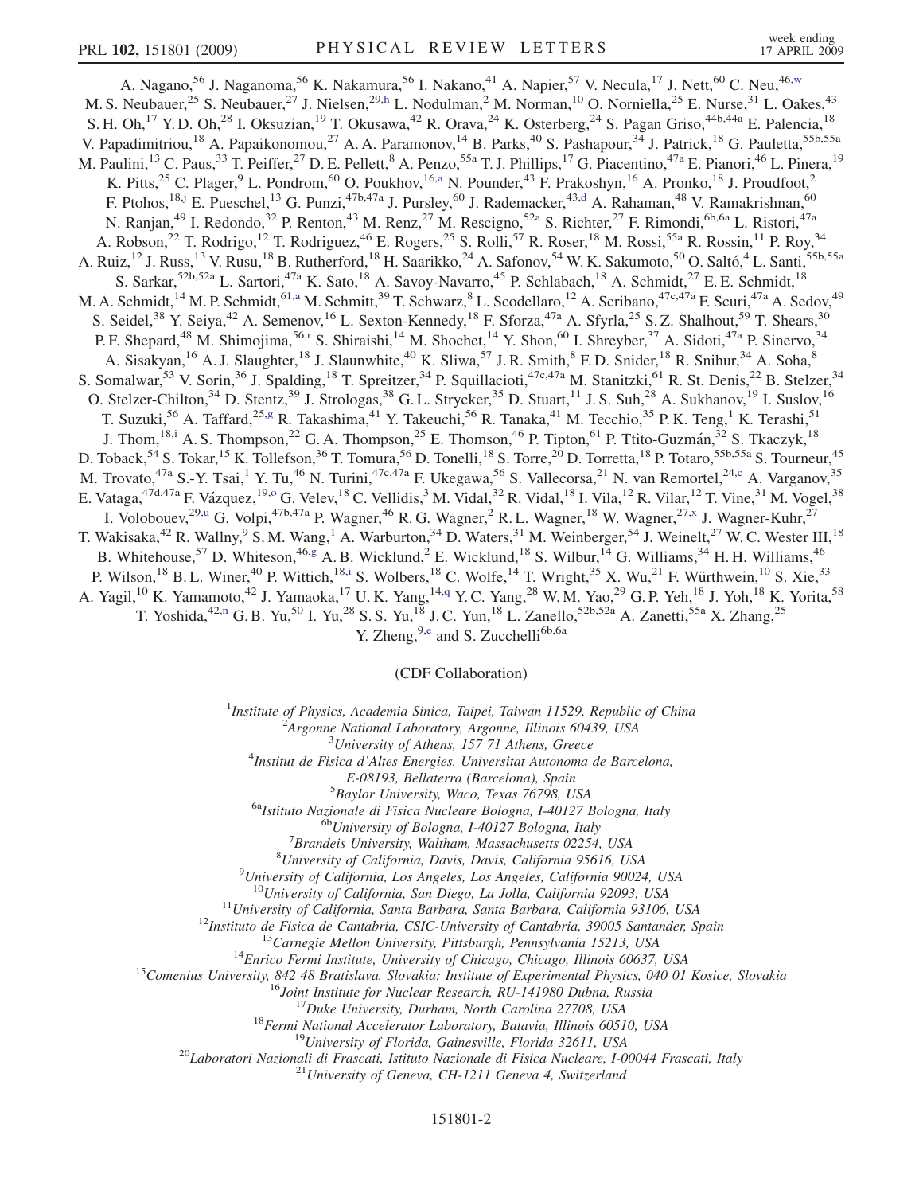A. Nagano,[56] J. Naganoma,[56] K. Nakamura,[56] I. Nakano,[41] A. Napier,[57] V. Necula,[17] J. Nett,[60] C. Neu,[46,w] M. S. Neubauer,[25] S. Neubauer,[27] J. Nielsen,[29,h] L. Nodulman,[2] M. Norman,[10] O. Norniella,[25] E. Nurse,[31] L. Oakes,[43] S. H. Oh,[17] Y. D. Oh,[28] I. Oksuzian,[19] T. Okusawa,[42] R. Orava,[24] K. Osterberg,[24] S. Pagan Griso,[44b,44a] E. Palencia,[18] V. Papadimitriou,[18] A. Papaikonomou,[27] A. A. Paramonov,[14] B. Parks,[40] S. Pashapour,[34] J. Patrick,[18] G. Pauletta,[55b,55a] M. Paulini,[13] C. Paus,[33] T. Peiffer,[27] D. E. Pellett,[8] A. Penzo,[55a] T. J. Phillips,[17] G. Piacentino,[47a] E. Pianori,[46] L. Pinera,[19] K. Pitts,[25] C. Plager,[9] L. Pondrom,[60] O. Poukhov,[16,a] N. Pounder,[43] F. Prakoshyn,[16] A. Pronko,[18] J. Proudfoot,[2] F. Ptohos,[18,j] E. Pueschel,[13] G. Punzi,[47b,47a] J. Pursley,[60] J. Rademacker,[43,d] A. Rahaman,[48] V. Ramakrishnan,[60] N. Ranjan,[49] I. Redondo,[32] P. Renton,[43] M. Renz,[27] M. Rescigno,[52a] S. Richter,[27] F. Rimondi,[6b,6a] L. Ristori,[47a] A. Robson,[22] T. Rodrigo,[12] T. Rodriguez,[46] E. Rogers,[25] S. Rolli,[57] R. Roser,[18] M. Rossi,[55a] R. Rossin,[11] P. Roy,[34] A. Ruiz,[12] J. Russ,[13] V. Rusu,[18] B. Rutherford,[18] H. Saarikko,[24] A. Safonov,[54] W. K. Sakumoto,[50] O. Saltó,[4] L. Santi,[55b,55a] S. Sarkar,[52b,52a] L. Sartori,[47a] K. Sato,[18] A. Savoy-Navarro,[45] P. Schlabach,[18] A. Schmidt,[27] E. E. Schmidt,[18] M. A. Schmidt,[14] M. P. Schmidt,[61,a] M. Schmitt,[39] T. Schwarz,[8] L. Scodellaro,[12] A. Scribano,[47c,47a] F. Scuri,[47a] A. Sedov,[49] S. Seidel,[38] Y. Seiya,[42] A. Semenov,[16] L. Sexton-Kennedy,[18] F. Sforza,[47a] A. Sfyrla,[25] S. Z. Shalhout,[59] T. Shears,[30] P. F. Shepard,[48] M. Shimojima,[56,r] S. Shiraishi,[14] M. Shochet,[14] Y. Shon,[60] I. Shreyber,[37] A. Sidoti,[47a] P. Sinervo,[34] A. Sisakyan,[16] A. J. Slaughter,[18] J. Slaunwhite,[40] K. Sliwa,[57] J. R. Smith,[8] F. D. Snider,[18] R. Snihur,[34] A. Soha,[8] S. Somalwar,[53] V. Sorin,[36] J. Spalding,[18] T. Spreitzer,[34] P. Squillacioti,[47c,47a] M. Stanitzki,[61] R. St. Denis,[22] B. Stelzer,[34] O. Stelzer-Chilton,[34] D. Stentz,[39] J. Strologas,[38] G. L. Strycker,[35] D. Stuart,[11] J. S. Suh,[28] A. Sukhanov,[19] I. Suslov,[16] T. Suzuki,[56] A. Taffard,[25,g] R. Takashima,[41] Y. Takeuchi,[56] R. Tanaka,[41] M. Tecchio,[35] P. K. Teng,[1] K. Terashi,[51] J. Thom,[18,i] A. S. Thompson,[22] G. A. Thompson,[25] E. Thomson,[46] P. Tipton,[61] P. Ttito-Guzmán,[32] S. Tkaczyk,[18] D. Toback,[54] S. Tokar,[15] K. Tollefson,[36] T. Tomura,[56] D. Tonelli,[18] S. Torre,[20] D. Torretta,[18] P. Totaro,[55b,55a] S. Tourneur,[45] M. Trovato,[47a] S.-Y. Tsai,[1] Y. Tu,[46] N. Turini,[47c,47a] F. Ukegawa,[56] S. Vallecorsa,[21] N. van Remortel,[24,c] A. Varganov,[35] E. Vataga,[47d,47a] F. Vázquez,[19,o] G. Velev,[18] C. Vellidis,[3] M. Vidal,[32] R. Vidal,[18] I. Vila,[12] R. Vilar,[12] T. Vine,[31] M. Vogel,[38] I. Volobouev,[29,u] G. Volpi,[47b,47a] P. Wagner,[46] R. G. Wagner,[2] R. L. Wagner,[18] W. Wagner,[27,x] J. Wagner-Kuhr,[27] T. Wakisaka,[42] R. Wallny,[9] S. M. Wang,[1] A. Warburton,[34] D. Waters,[31] M. Weinberger,[54] J. Weinelt,[27] W. C. Wester III,[18] B. Whitehouse,[57] D. Whiteson,[46,g] A. B. Wicklund,[2] E. Wicklund,[18] S. Wilbur,[14] G. Williams,[34] H. H. Williams,[46] P. Wilson,[18] B. L. Winer,[40] P. Wittich,[18,i] S. Wolbers,[18] C. Wolfe,[14] T. Wright,[35] X. Wu,[21] F. Würthwein,[10] S. Xie,[33] A. Yagil,[10] K. Yamamoto,[42] J. Yamaoka,[17] U. K. Yang,[14,q] Y. C. Yang,[28] W. M. Yao,[29] G. P. Yeh,[18] J. Yoh,[18] K. Yorita,[58] T. Yoshida,[42,n] G. B. Yu,[50] I. Yu,[28] S. S. Yu,[18] J. C. Yun,[18] L. Zanello,[52b,52a] A. Zanetti,[55a] X. Zhang,[25] Y. Zheng,[9,e] and S. Zucchelli[6b,6a]

(CDF Collaboration)

[1]*Institute of Physics, Academia Sinica, Taipei, Taiwan 11529, Republic of China*
[2]*Argonne National Laboratory, Argonne, Illinois 60439, USA*
[3]*University of Athens, 157 71 Athens, Greece*
[4]*Institut de Fisica d'Altes Energies, Universitat Autonoma de Barcelona, E-08193, Bellaterra (Barcelona), Spain*
[5]*Baylor University, Waco, Texas 76798, USA*
[6a]*Istituto Nazionale di Fisica Nucleare Bologna, I-40127 Bologna, Italy*
[6b]*University of Bologna, I-40127 Bologna, Italy*
[7]*Brandeis University, Waltham, Massachusetts 02254, USA*
[8]*University of California, Davis, Davis, California 95616, USA*
[9]*University of California, Los Angeles, Los Angeles, California 90024, USA*
[10]*University of California, San Diego, La Jolla, California 92093, USA*
[11]*University of California, Santa Barbara, Santa Barbara, California 93106, USA*
[12]*Instituto de Fisica de Cantabria, CSIC-University of Cantabria, 39005 Santander, Spain*
[13]*Carnegie Mellon University, Pittsburgh, Pennsylvania 15213, USA*
[14]*Enrico Fermi Institute, University of Chicago, Chicago, Illinois 60637, USA*
[15]*Comenius University, 842 48 Bratislava, Slovakia; Institute of Experimental Physics, 040 01 Kosice, Slovakia*
[16]*Joint Institute for Nuclear Research, RU-141980 Dubna, Russia*
[17]*Duke University, Durham, North Carolina 27708, USA*
[18]*Fermi National Accelerator Laboratory, Batavia, Illinois 60510, USA*
[19]*University of Florida, Gainesville, Florida 32611, USA*
[20]*Laboratori Nazionali di Frascati, Istituto Nazionale di Fisica Nucleare, I-00044 Frascati, Italy*
[21]*University of Geneva, CH-1211 Geneva 4, Switzerland*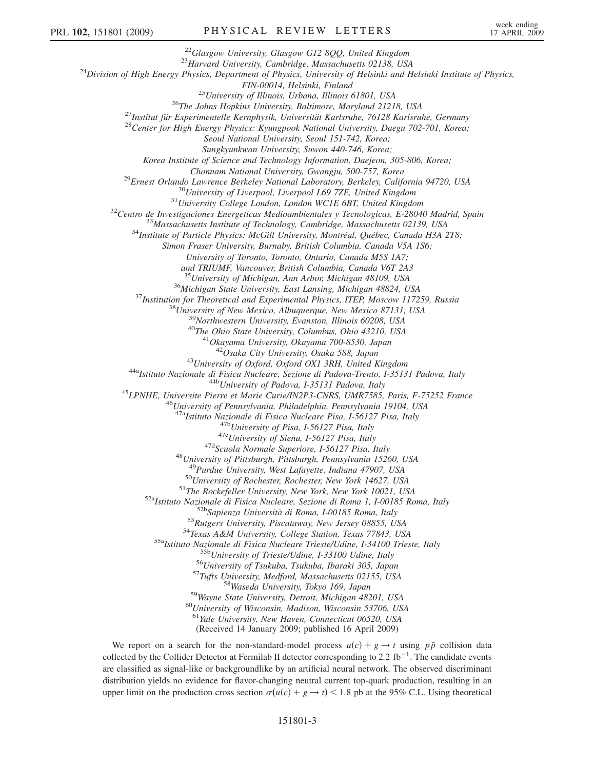[22]Glasgow University, Glasgow G12 8QQ, United Kingdom
[23]Harvard University, Cambridge, Massachusetts 02138, USA
[24]Division of High Energy Physics, Department of Physics, University of Helsinki and Helsinki Institute of Physics, FIN-00014, Helsinki, Finland
[25]University of Illinois, Urbana, Illinois 61801, USA
[26]The Johns Hopkins University, Baltimore, Maryland 21218, USA
[27]Institut für Experimentelle Kernphysik, Universität Karlsruhe, 76128 Karlsruhe, Germany
[28]Center for High Energy Physics: Kyungpook National University, Daegu 702-701, Korea; Seoul National University, Seoul 151-742, Korea; Sungkyunkwan University, Suwon 440-746, Korea; Korea Institute of Science and Technology Information, Daejeon, 305-806, Korea; Chonnam National University, Gwangju, 500-757, Korea
[29]Ernest Orlando Lawrence Berkeley National Laboratory, Berkeley, California 94720, USA
[30]University of Liverpool, Liverpool L69 7ZE, United Kingdom
[31]University College London, London WC1E 6BT, United Kingdom
[32]Centro de Investigaciones Energeticas Medioambientales y Tecnologicas, E-28040 Madrid, Spain
[33]Massachusetts Institute of Technology, Cambridge, Massachusetts 02139, USA
[34]Institute of Particle Physics: McGill University, Montréal, Québec, Canada H3A 2T8; Simon Fraser University, Burnaby, British Columbia, Canada V5A 1S6; University of Toronto, Toronto, Ontario, Canada M5S 1A7; and TRIUMF, Vancouver, British Columbia, Canada V6T 2A3
[35]University of Michigan, Ann Arbor, Michigan 48109, USA
[36]Michigan State University, East Lansing, Michigan 48824, USA
[37]Institution for Theoretical and Experimental Physics, ITEP, Moscow 117259, Russia
[38]University of New Mexico, Albuquerque, New Mexico 87131, USA
[39]Northwestern University, Evanston, Illinois 60208, USA
[40]The Ohio State University, Columbus, Ohio 43210, USA
[41]Okayama University, Okayama 700-8530, Japan
[42]Osaka City University, Osaka 588, Japan
[43]University of Oxford, Oxford OX1 3RH, United Kingdom
[44a]Istituto Nazionale di Fisica Nucleare, Sezione di Padova-Trento, I-35131 Padova, Italy
[44b]University of Padova, I-35131 Padova, Italy
[45]LPNHE, Universite Pierre et Marie Curie/IN2P3-CNRS, UMR7585, Paris, F-75252 France
[46]University of Pennsylvania, Philadelphia, Pennsylvania 19104, USA
[47a]Istituto Nazionale di Fisica Nucleare Pisa, I-56127 Pisa, Italy
[47b]University of Pisa, I-56127 Pisa, Italy
[47c]University of Siena, I-56127 Pisa, Italy
[47d]Scuola Normale Superiore, I-56127 Pisa, Italy
[48]University of Pittsburgh, Pittsburgh, Pennsylvania 15260, USA
[49]Purdue University, West Lafayette, Indiana 47907, USA
[50]University of Rochester, Rochester, New York 14627, USA
[51]The Rockefeller University, New York, New York 10021, USA
[52a]Istituto Nazionale di Fisica Nucleare, Sezione di Roma 1, I-00185 Roma, Italy
[52b]Sapienza Università di Roma, I-00185 Roma, Italy
[53]Rutgers University, Piscataway, New Jersey 08855, USA
[54]Texas A&M University, College Station, Texas 77843, USA
[55a]Istituto Nazionale di Fisica Nucleare Trieste/Udine, I-34100 Trieste, Italy
[55b]University of Trieste/Udine, I-33100 Udine, Italy
[56]University of Tsukuba, Tsukuba, Ibaraki 305, Japan
[57]Tufts University, Medford, Massachusetts 02155, USA
[58]Waseda University, Tokyo 169, Japan
[59]Wayne State University, Detroit, Michigan 48201, USA
[60]University of Wisconsin, Madison, Wisconsin 53706, USA
[61]Yale University, New Haven, Connecticut 06520, USA

(Received 14 January 2009; published 16 April 2009)

We report on a search for the non-standard-model process $u(c) + g \rightarrow t$ using $p\bar{p}$ collision data collected by the Collider Detector at Fermilab II detector corresponding to 2.2 $\text{fb}^{-1}$. The candidate events are classified as signal-like or backgroundlike by an artificial neural network. The observed discriminant distribution yields no evidence for flavor-changing neutral current top-quark production, resulting in an upper limit on the production cross section $\sigma(u(c) + g \rightarrow t) < 1.8$ pb at the 95% C.L. Using theoretical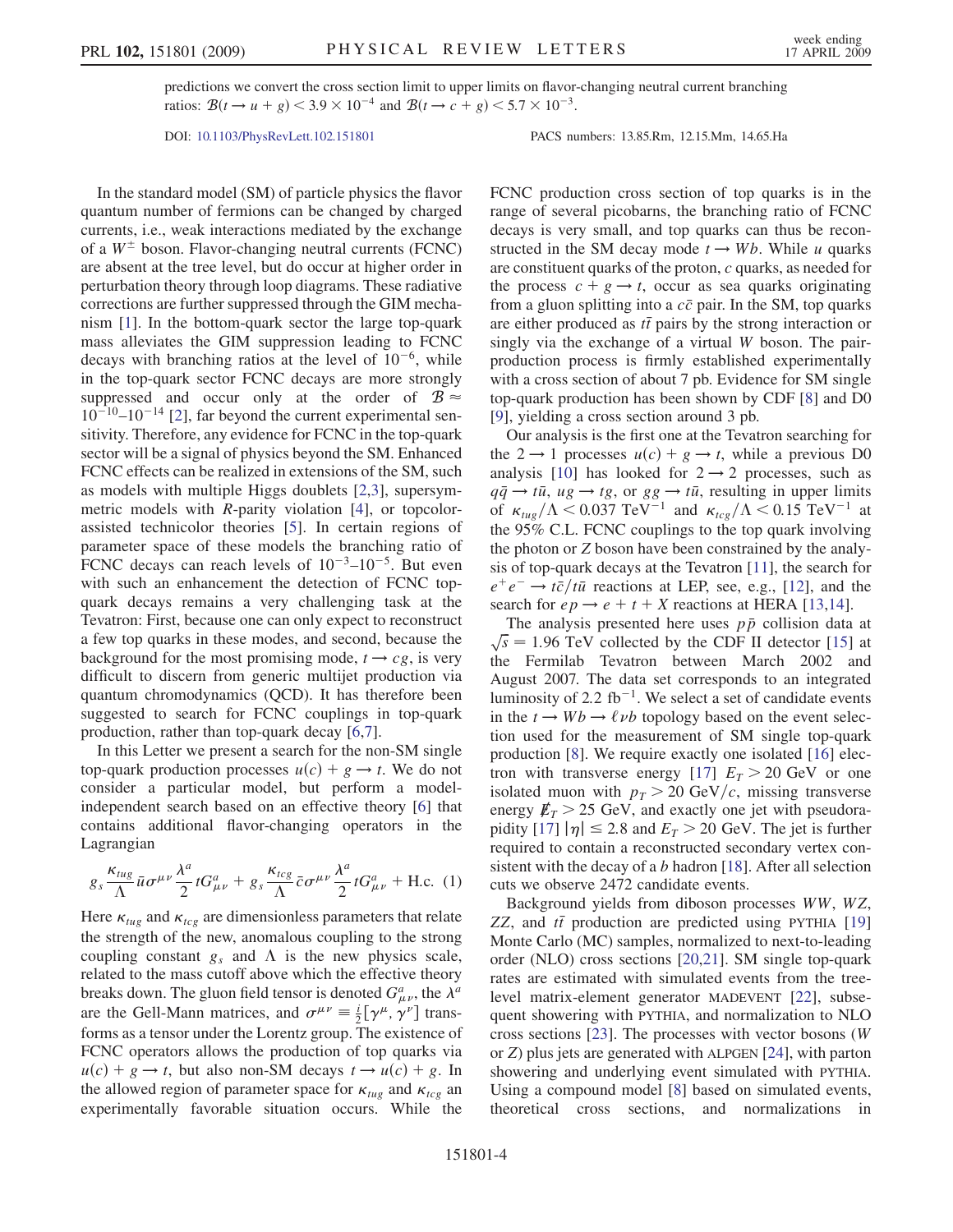predictions we convert the cross section limit to upper limits on flavor-changing neutral current branching ratios: $\mathcal{B}(t \to u + g) < 3.9 \times 10^{-4}$ and $\mathcal{B}(t \to c + g) < 5.7 \times 10^{-3}$.

DOI: 10.1103/PhysRevLett.102.151801 PACS numbers: 13.85.Rm, 12.15.Mm, 14.65.Ha

In the standard model (SM) of particle physics the flavor quantum number of fermions can be changed by charged currents, i.e., weak interactions mediated by the exchange of a $W^{\pm}$ boson. Flavor-changing neutral currents (FCNC) are absent at the tree level, but do occur at higher order in perturbation theory through loop diagrams. These radiative corrections are further suppressed through the GIM mechanism [1]. In the bottom-quark sector the large top-quark mass alleviates the GIM suppression leading to FCNC decays with branching ratios at the level of $10^{-6}$, while in the top-quark sector FCNC decays are more strongly suppressed and occur only at the order of $\mathcal{B} \approx 10^{-10}$–$10^{-14}$ [2], far beyond the current experimental sensitivity. Therefore, any evidence for FCNC in the top-quark sector will be a signal of physics beyond the SM. Enhanced FCNC effects can be realized in extensions of the SM, such as models with multiple Higgs doublets [2,3], supersymmetric models with $R$-parity violation [4], or topcolor-assisted technicolor theories [5]. In certain regions of parameter space of these models the branching ratio of FCNC decays can reach levels of $10^{-3}$–$10^{-5}$. But even with such an enhancement the detection of FCNC top-quark decays remains a very challenging task at the Tevatron: First, because one can only expect to reconstruct a few top quarks in these modes, and second, because the background for the most promising mode, $t \to cg$, is very difficult to discern from generic multijet production via quantum chromodynamics (QCD). It has therefore been suggested to search for FCNC couplings in top-quark production, rather than top-quark decay [6,7].

In this Letter we present a search for the non-SM single top-quark production processes $u(c) + g \to t$. We do not consider a particular model, but perform a model-independent search based on an effective theory [6] that contains additional flavor-changing operators in the Lagrangian

$$g_s \frac{\kappa_{tug}}{\Lambda} \bar{u} \sigma^{\mu\nu} \frac{\lambda^a}{2} t G^a_{\mu\nu} + g_s \frac{\kappa_{tcg}}{\Lambda} \bar{c} \sigma^{\mu\nu} \frac{\lambda^a}{2} t G^a_{\mu\nu} + \text{H.c.} \quad (1)$$

Here $\kappa_{tug}$ and $\kappa_{tcg}$ are dimensionless parameters that relate the strength of the new, anomalous coupling to the strong coupling constant $g_s$ and $\Lambda$ is the new physics scale, related to the mass cutoff above which the effective theory breaks down. The gluon field tensor is denoted $G^a_{\mu\nu}$, the $\lambda^a$ are the Gell-Mann matrices, and $\sigma^{\mu\nu} \equiv \frac{i}{2}[\gamma^\mu, \gamma^\nu]$ transforms as a tensor under the Lorentz group. The existence of FCNC operators allows the production of top quarks via $u(c) + g \to t$, but also non-SM decays $t \to u(c) + g$. In the allowed region of parameter space for $\kappa_{tug}$ and $\kappa_{tcg}$ an experimentally favorable situation occurs. While the FCNC production cross section of top quarks is in the range of several picobarns, the branching ratio of FCNC decays is very small, and top quarks can thus be reconstructed in the SM decay mode $t \to Wb$. While $u$ quarks are constituent quarks of the proton, $c$ quarks, as needed for the process $c + g \to t$, occur as sea quarks originating from a gluon splitting into a $c\bar{c}$ pair. In the SM, top quarks are either produced as $t\bar{t}$ pairs by the strong interaction or singly via the exchange of a virtual $W$ boson. The pair-production process is firmly established experimentally with a cross section of about 7 pb. Evidence for SM single top-quark production has been shown by CDF [8] and D0 [9], yielding a cross section around 3 pb.

Our analysis is the first one at the Tevatron searching for the $2 \to 1$ processes $u(c) + g \to t$, while a previous D0 analysis [10] has looked for $2 \to 2$ processes, such as $q\bar{q} \to t\bar{u}$, $ug \to tg$, or $gg \to t\bar{u}$, resulting in upper limits of $\kappa_{tug}/\Lambda < 0.037\ \text{TeV}^{-1}$ and $\kappa_{tcg}/\Lambda < 0.15\ \text{TeV}^{-1}$ at the 95% C.L. FCNC couplings to the top quark involving the photon or $Z$ boson have been constrained by the analysis of top-quark decays at the Tevatron [11], the search for $e^+e^- \to t\bar{c}/t\bar{u}$ reactions at LEP, see, e.g., [12], and the search for $ep \to e + t + X$ reactions at HERA [13,14].

The analysis presented here uses $p\bar{p}$ collision data at $\sqrt{s} = 1.96$ TeV collected by the CDF II detector [15] at the Fermilab Tevatron between March 2002 and August 2007. The data set corresponds to an integrated luminosity of 2.2 fb$^{-1}$. We select a set of candidate events in the $t \to Wb \to \ell\nu b$ topology based on the event selection used for the measurement of SM single top-quark production [8]. We require exactly one isolated [16] electron with transverse energy [17] $E_T > 20$ GeV or one isolated muon with $p_T > 20$ GeV/$c$, missing transverse energy $\not{E}_T > 25$ GeV, and exactly one jet with pseudorapidity [17] $|\eta| \leq 2.8$ and $E_T > 20$ GeV. The jet is further required to contain a reconstructed secondary vertex consistent with the decay of a $b$ hadron [18]. After all selection cuts we observe 2472 candidate events.

Background yields from diboson processes $WW$, $WZ$, $ZZ$, and $t\bar{t}$ production are predicted using PYTHIA [19] Monte Carlo (MC) samples, normalized to next-to-leading order (NLO) cross sections [20,21]. SM single top-quark rates are estimated with simulated events from the tree-level matrix-element generator MADEVENT [22], subsequent showering with PYTHIA, and normalization to NLO cross sections [23]. The processes with vector bosons ($W$ or $Z$) plus jets are generated with ALPGEN [24], with parton showering and underlying event simulated with PYTHIA. Using a compound model [8] based on simulated events, theoretical cross sections, and normalizations in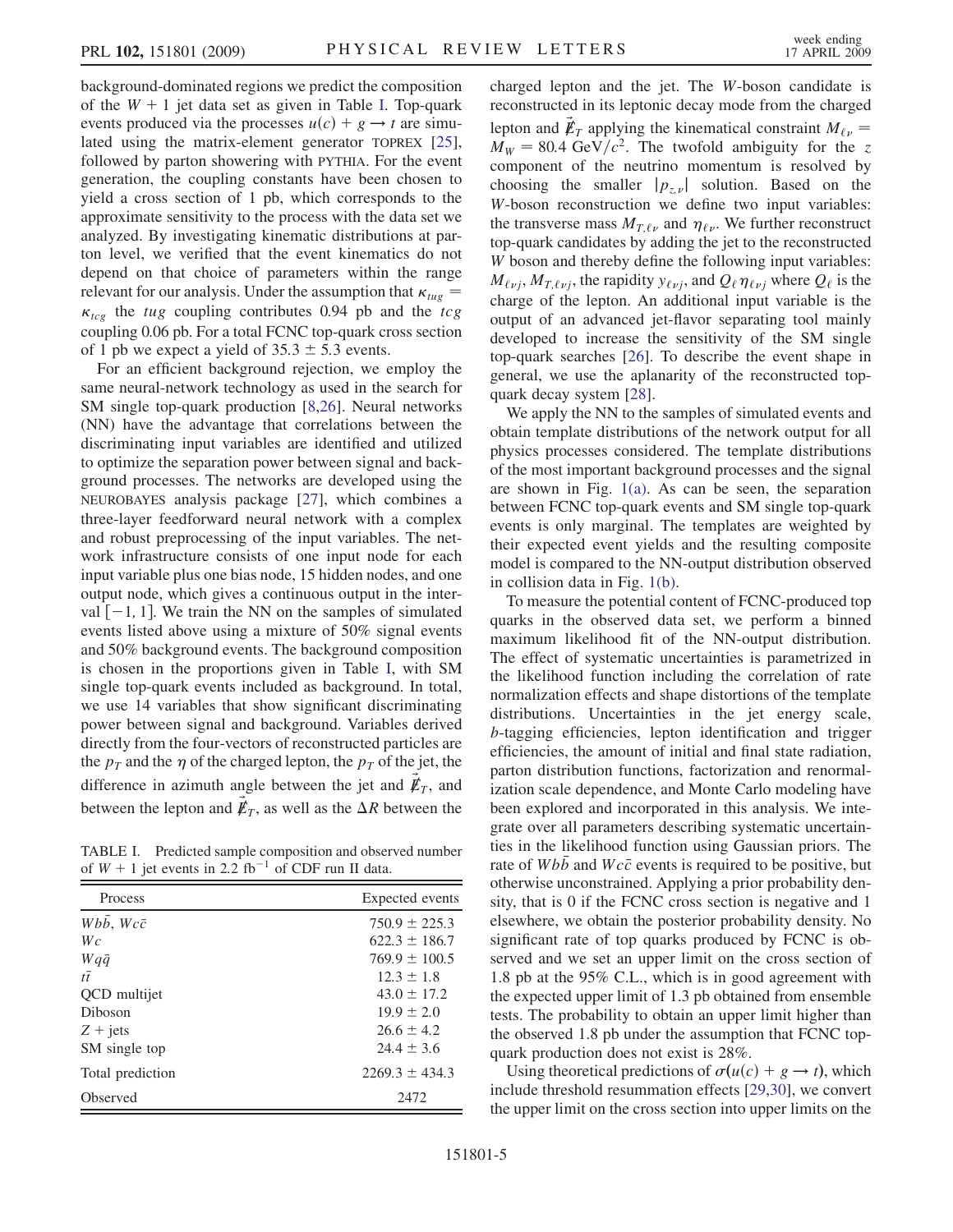background-dominated regions we predict the composition of the $W + 1$ jet data set as given in Table I. Top-quark events produced via the processes $u(c) + g \to t$ are simulated using the matrix-element generator TOPREX [25], followed by parton showering with PYTHIA. For the event generation, the coupling constants have been chosen to yield a cross section of 1 pb, which corresponds to the approximate sensitivity to the process with the data set we analyzed. By investigating kinematic distributions at parton level, we verified that the event kinematics do not depend on that choice of parameters within the range relevant for our analysis. Under the assumption that $\kappa_{tug} = \kappa_{tcg}$ the $tug$ coupling contributes 0.94 pb and the $tcg$ coupling 0.06 pb. For a total FCNC top-quark cross section of 1 pb we expect a yield of $35.3 \pm 5.3$ events.

For an efficient background rejection, we employ the same neural-network technology as used in the search for SM single top-quark production [8,26]. Neural networks (NN) have the advantage that correlations between the discriminating input variables are identified and utilized to optimize the separation power between signal and background processes. The networks are developed using the NEUROBAYES analysis package [27], which combines a three-layer feedforward neural network with a complex and robust preprocessing of the input variables. The network infrastructure consists of one input node for each input variable plus one bias node, 15 hidden nodes, and one output node, which gives a continuous output in the interval $[-1, 1]$. We train the NN on the samples of simulated events listed above using a mixture of 50% signal events and 50% background events. The background composition is chosen in the proportions given in Table I, with SM single top-quark events included as background. In total, we use 14 variables that show significant discriminating power between signal and background. Variables derived directly from the four-vectors of reconstructed particles are the $p_T$ and the $\eta$ of the charged lepton, the $p_T$ of the jet, the difference in azimuth angle between the jet and $\vec{\not{E}}_T$, and between the lepton and $\vec{\not{E}}_T$, as well as the $\Delta R$ between the charged lepton and the jet. The $W$-boson candidate is reconstructed in its leptonic decay mode from the charged lepton and $\vec{\not{E}}_T$ applying the kinematical constraint $M_{\ell\nu} = M_W = 80.4\ \mathrm{GeV}/c^2$. The twofold ambiguity for the $z$ component of the neutrino momentum is resolved by choosing the smaller $|p_{z,\nu}|$ solution. Based on the $W$-boson reconstruction we define two input variables: the transverse mass $M_{T,\ell\nu}$ and $\eta_{\ell\nu}$. We further reconstruct top-quark candidates by adding the jet to the reconstructed $W$ boson and thereby define the following input variables: $M_{\ell\nu j}$, $M_{T,\ell\nu j}$, the rapidity $y_{\ell\nu j}$, and $Q_\ell \eta_{\ell\nu j}$ where $Q_\ell$ is the charge of the lepton. An additional input variable is the output of an advanced jet-flavor separating tool mainly developed to increase the sensitivity of the SM single top-quark searches [26]. To describe the event shape in general, we use the aplanarity of the reconstructed top-quark decay system [28].

TABLE I. Predicted sample composition and observed number of $W + 1$ jet events in 2.2 fb$^{-1}$ of CDF run II data.

| Process | Expected events |
|---|---|
| $Wb\bar{b}$, $Wc\bar{c}$ | $750.9 \pm 225.3$ |
| $Wc$ | $622.3 \pm 186.7$ |
| $Wq\bar{q}$ | $769.9 \pm 100.5$ |
| $t\bar{t}$ | $12.3 \pm 1.8$ |
| QCD multijet | $43.0 \pm 17.2$ |
| Diboson | $19.9 \pm 2.0$ |
| $Z$ + jets | $26.6 \pm 4.2$ |
| SM single top | $24.4 \pm 3.6$ |
| Total prediction | $2269.3 \pm 434.3$ |
| Observed | 2472 |

We apply the NN to the samples of simulated events and obtain template distributions of the network output for all physics processes considered. The template distributions of the most important background processes and the signal are shown in Fig. 1(a). As can be seen, the separation between FCNC top-quark events and SM single top-quark events is only marginal. The templates are weighted by their expected event yields and the resulting composite model is compared to the NN-output distribution observed in collision data in Fig. 1(b).

To measure the potential content of FCNC-produced top quarks in the observed data set, we perform a binned maximum likelihood fit of the NN-output distribution. The effect of systematic uncertainties is parametrized in the likelihood function including the correlation of rate normalization effects and shape distortions of the template distributions. Uncertainties in the jet energy scale, $b$-tagging efficiencies, lepton identification and trigger efficiencies, the amount of initial and final state radiation, parton distribution functions, factorization and renormalization scale dependence, and Monte Carlo modeling have been explored and incorporated in this analysis. We integrate over all parameters describing systematic uncertainties in the likelihood function using Gaussian priors. The rate of $Wb\bar{b}$ and $Wc\bar{c}$ events is required to be positive, but otherwise unconstrained. Applying a prior probability density, that is 0 if the FCNC cross section is negative and 1 elsewhere, we obtain the posterior probability density. No significant rate of top quarks produced by FCNC is observed and we set an upper limit on the cross section of 1.8 pb at the 95% C.L., which is in good agreement with the expected upper limit of 1.3 pb obtained from ensemble tests. The probability to obtain an upper limit higher than the observed 1.8 pb under the assumption that FCNC top-quark production does not exist is 28%.

Using theoretical predictions of $\sigma(u(c) + g \to t)$, which include threshold resummation effects [29,30], we convert the upper limit on the cross section into upper limits on the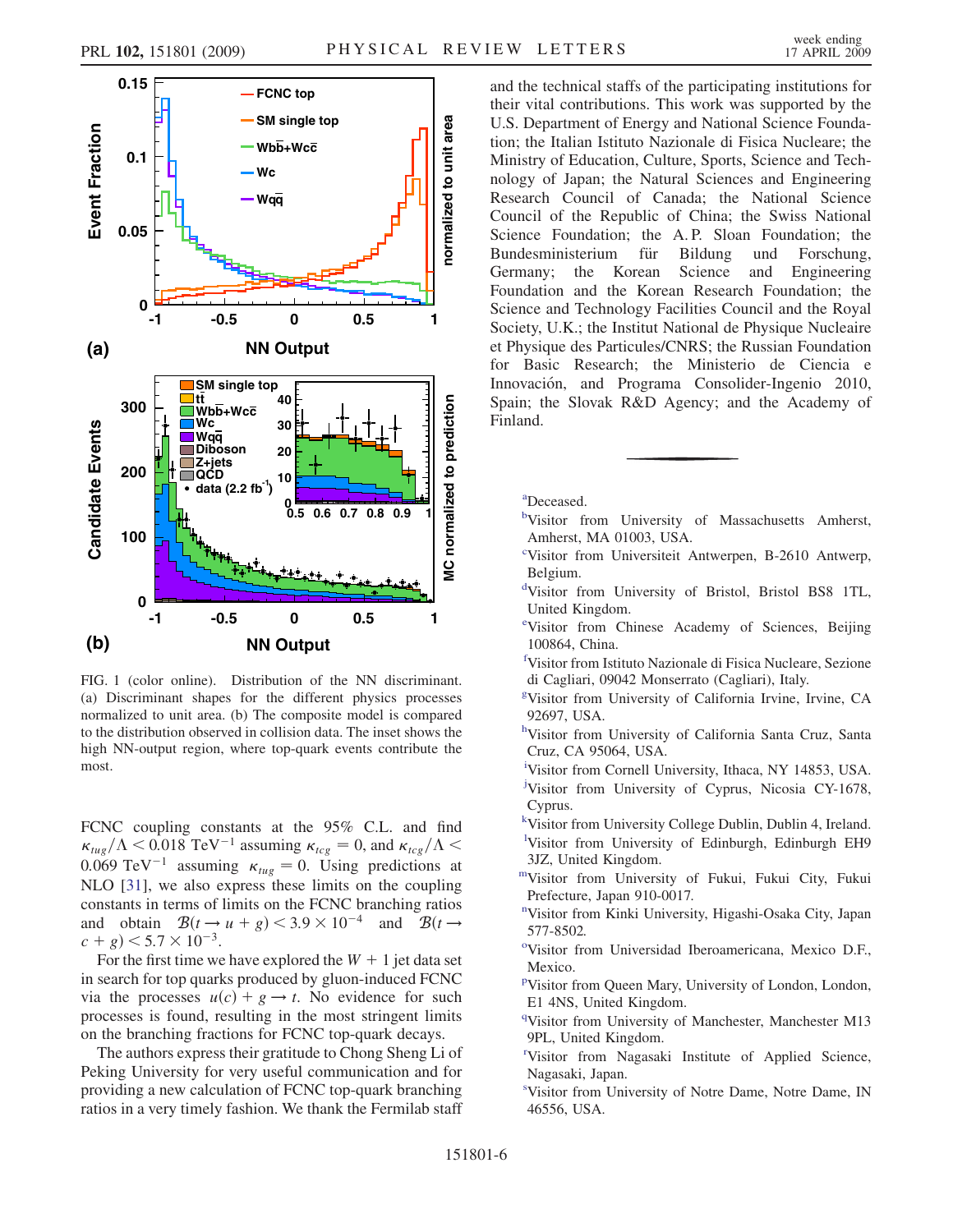FIG. 1 (color online). Distribution of the NN discriminant. (a) Discriminant shapes for the different physics processes normalized to unit area. (b) The composite model is compared to the distribution observed in collision data. The inset shows the high NN-output region, where top-quark events contribute the most.

FCNC coupling constants at the 95% C.L. and find $\kappa_{tug}/\Lambda < 0.018\ \text{TeV}^{-1}$ assuming $\kappa_{tcg} = 0$, and $\kappa_{tcg}/\Lambda < 0.069\ \text{TeV}^{-1}$ assuming $\kappa_{tug} = 0$. Using predictions at NLO [31], we also express these limits on the coupling constants in terms of limits on the FCNC branching ratios and obtain $\mathcal{B}(t \to u + g) < 3.9 \times 10^{-4}$ and $\mathcal{B}(t \to c + g) < 5.7 \times 10^{-3}$.

For the first time we have explored the $W + 1$ jet data set in search for top quarks produced by gluon-induced FCNC via the processes $u(c) + g \to t$. No evidence for such processes is found, resulting in the most stringent limits on the branching fractions for FCNC top-quark decays.

The authors express their gratitude to Chong Sheng Li of Peking University for very useful communication and for providing a new calculation of FCNC top-quark branching ratios in a very timely fashion. We thank the Fermilab staff and the technical staffs of the participating institutions for their vital contributions. This work was supported by the U.S. Department of Energy and National Science Foundation; the Italian Istituto Nazionale di Fisica Nucleare; the Ministry of Education, Culture, Sports, Science and Technology of Japan; the Natural Sciences and Engineering Research Council of Canada; the National Science Council of the Republic of China; the Swiss National Science Foundation; the A. P. Sloan Foundation; the Bundesministerium für Bildung und Forschung, Germany; the Korean Science and Engineering Foundation and the Korean Research Foundation; the Science and Technology Facilities Council and the Royal Society, U.K.; the Institut National de Physique Nucleaire et Physique des Particules/CNRS; the Russian Foundation for Basic Research; the Ministerio de Ciencia e Innovación, and Programa Consolider-Ingenio 2010, Spain; the Slovak R&D Agency; and the Academy of Finland.

[a]Deceased.

[b]Visitor from University of Massachusetts Amherst, Amherst, MA 01003, USA.

[c]Visitor from Universiteit Antwerpen, B-2610 Antwerp, Belgium.

[d]Visitor from University of Bristol, Bristol BS8 1TL, United Kingdom.

[e]Visitor from Chinese Academy of Sciences, Beijing 100864, China.

[f]Visitor from Istituto Nazionale di Fisica Nucleare, Sezione di Cagliari, 09042 Monserrato (Cagliari), Italy.

[g]Visitor from University of California Irvine, Irvine, CA 92697, USA.

[h]Visitor from University of California Santa Cruz, Santa Cruz, CA 95064, USA.

[i]Visitor from Cornell University, Ithaca, NY 14853, USA.

[j]Visitor from University of Cyprus, Nicosia CY-1678, Cyprus.

[k]Visitor from University College Dublin, Dublin 4, Ireland.

[l]Visitor from University of Edinburgh, Edinburgh EH9 3JZ, United Kingdom.

[m]Visitor from University of Fukui, Fukui City, Fukui Prefecture, Japan 910-0017.

[n]Visitor from Kinki University, Higashi-Osaka City, Japan 577-8502.

[o]Visitor from Universidad Iberoamericana, Mexico D.F., Mexico.

[p]Visitor from Queen Mary, University of London, London, E1 4NS, United Kingdom.

[q]Visitor from University of Manchester, Manchester M13 9PL, United Kingdom.

[r]Visitor from Nagasaki Institute of Applied Science, Nagasaki, Japan.

[s]Visitor from University of Notre Dame, Notre Dame, IN 46556, USA.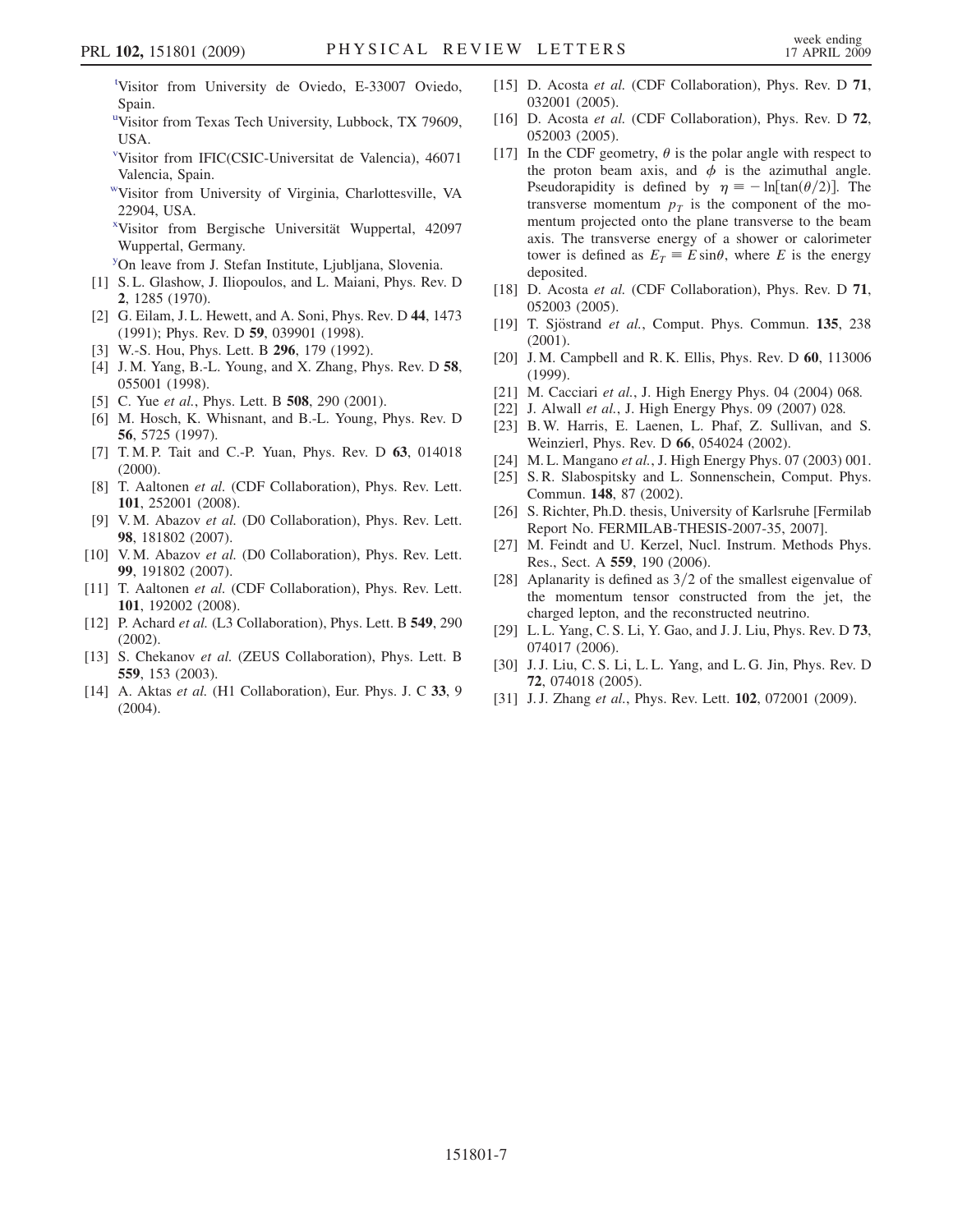[t]Visitor from University de Oviedo, E-33007 Oviedo, Spain.

[u]Visitor from Texas Tech University, Lubbock, TX 79609, USA.

[v]Visitor from IFIC(CSIC-Universitat de Valencia), 46071 Valencia, Spain.

[w]Visitor from University of Virginia, Charlottesville, VA 22904, USA.

[x]Visitor from Bergische Universität Wuppertal, 42097 Wuppertal, Germany.

[y]On leave from J. Stefan Institute, Ljubljana, Slovenia.

[1] S. L. Glashow, J. Iliopoulos, and L. Maiani, Phys. Rev. D **2**, 1285 (1970).

[2] G. Eilam, J. L. Hewett, and A. Soni, Phys. Rev. D **44**, 1473 (1991); Phys. Rev. D **59**, 039901 (1998).

[3] W.-S. Hou, Phys. Lett. B **296**, 179 (1992).

[4] J. M. Yang, B.-L. Young, and X. Zhang, Phys. Rev. D **58**, 055001 (1998).

[5] C. Yue *et al.*, Phys. Lett. B **508**, 290 (2001).

[6] M. Hosch, K. Whisnant, and B.-L. Young, Phys. Rev. D **56**, 5725 (1997).

[7] T. M. P. Tait and C.-P. Yuan, Phys. Rev. D **63**, 014018 (2000).

[8] T. Aaltonen *et al.* (CDF Collaboration), Phys. Rev. Lett. **101**, 252001 (2008).

[9] V. M. Abazov *et al.* (D0 Collaboration), Phys. Rev. Lett. **98**, 181802 (2007).

[10] V. M. Abazov *et al.* (D0 Collaboration), Phys. Rev. Lett. **99**, 191802 (2007).

[11] T. Aaltonen *et al.* (CDF Collaboration), Phys. Rev. Lett. **101**, 192002 (2008).

[12] P. Achard *et al.* (L3 Collaboration), Phys. Lett. B **549**, 290 (2002).

[13] S. Chekanov *et al.* (ZEUS Collaboration), Phys. Lett. B **559**, 153 (2003).

[14] A. Aktas *et al.* (H1 Collaboration), Eur. Phys. J. C **33**, 9 (2004).

[15] D. Acosta *et al.* (CDF Collaboration), Phys. Rev. D **71**, 032001 (2005).

[16] D. Acosta *et al.* (CDF Collaboration), Phys. Rev. D **72**, 052003 (2005).

[17] In the CDF geometry, $\theta$ is the polar angle with respect to the proton beam axis, and $\phi$ is the azimuthal angle. Pseudorapidity is defined by $\eta \equiv -\ln[\tan(\theta/2)]$. The transverse momentum $p_T$ is the component of the momentum projected onto the plane transverse to the beam axis. The transverse energy of a shower or calorimeter tower is defined as $E_T \equiv E\sin\theta$, where $E$ is the energy deposited.

[18] D. Acosta *et al.* (CDF Collaboration), Phys. Rev. D **71**, 052003 (2005).

[19] T. Sjöstrand *et al.*, Comput. Phys. Commun. **135**, 238 (2001).

[20] J. M. Campbell and R. K. Ellis, Phys. Rev. D **60**, 113006 (1999).

[21] M. Cacciari *et al.*, J. High Energy Phys. 04 (2004) 068.

[22] J. Alwall *et al.*, J. High Energy Phys. 09 (2007) 028.

[23] B. W. Harris, E. Laenen, L. Phaf, Z. Sullivan, and S. Weinzierl, Phys. Rev. D **66**, 054024 (2002).

[24] M. L. Mangano *et al.*, J. High Energy Phys. 07 (2003) 001.

[25] S. R. Slabospitsky and L. Sonnenschein, Comput. Phys. Commun. **148**, 87 (2002).

[26] S. Richter, Ph.D. thesis, University of Karlsruhe [Fermilab Report No. FERMILAB-THESIS-2007-35, 2007].

[27] M. Feindt and U. Kerzel, Nucl. Instrum. Methods Phys. Res., Sect. A **559**, 190 (2006).

[28] Aplanarity is defined as $3/2$ of the smallest eigenvalue of the momentum tensor constructed from the jet, the charged lepton, and the reconstructed neutrino.

[29] L. L. Yang, C. S. Li, Y. Gao, and J. J. Liu, Phys. Rev. D **73**, 074017 (2006).

[30] J. J. Liu, C. S. Li, L. L. Yang, and L. G. Jin, Phys. Rev. D **72**, 074018 (2005).

[31] J. J. Zhang *et al.*, Phys. Rev. Lett. **102**, 072001 (2009).